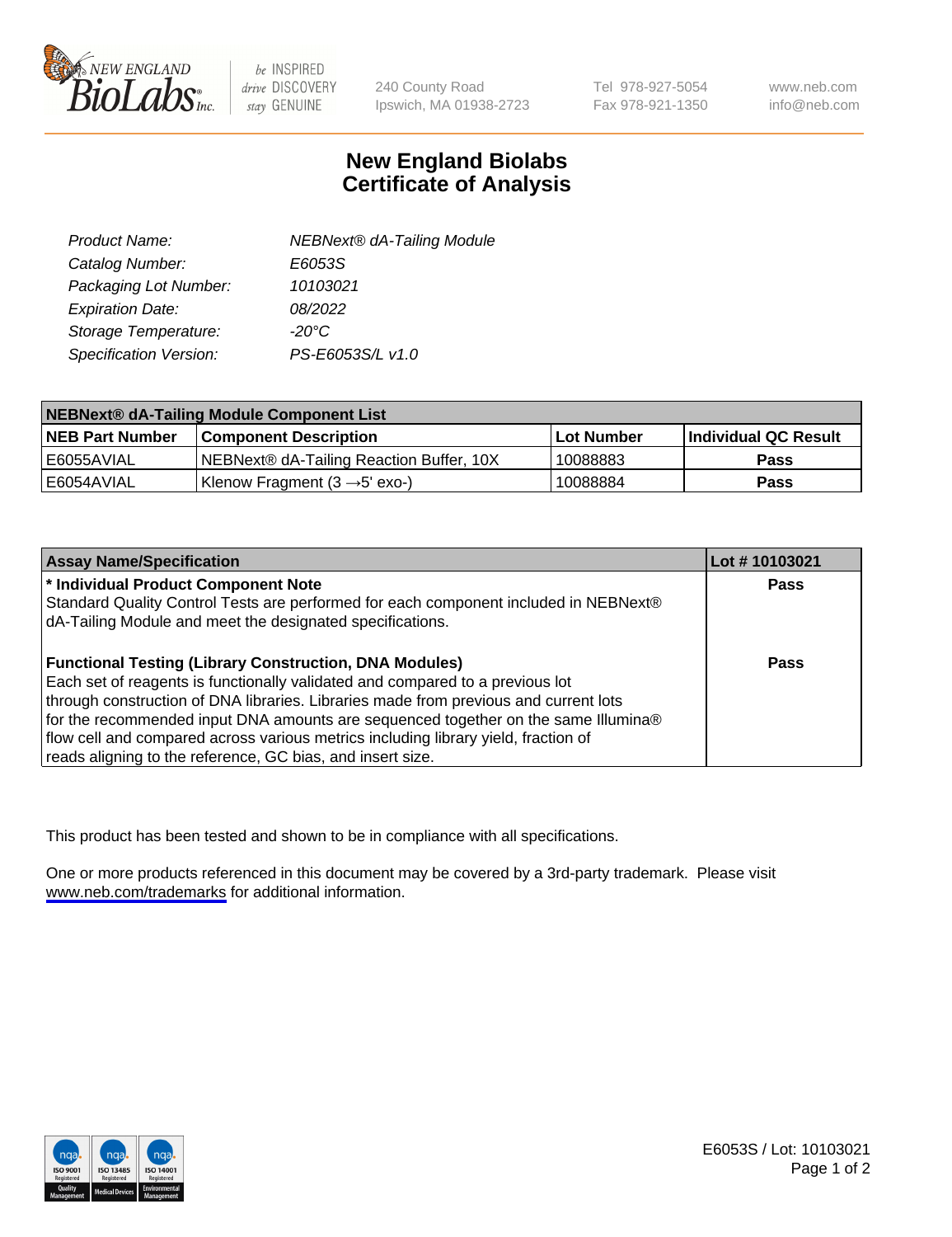# New England Biolabs Certificate of Analysis

| | |
|---|---|
| *Product Name:* | *NEBNext® dA-Tailing Module* |
| *Catalog Number:* | *E6053S* |
| *Packaging Lot Number:* | *10103021* |
| *Expiration Date:* | *08/2022* |
| *Storage Temperature:* | *-20°C* |
| *Specification Version:* | *PS-E6053S/L v1.0* |

| NEBNext® dA-Tailing Module Component List | | | |
|---|---|---|---|
| **NEB Part Number** | **Component Description** | **Lot Number** | **Individual QC Result** |
| E6055AVIAL | NEBNext® dA-Tailing Reaction Buffer, 10X | 10088883 | **Pass** |
| E6054AVIAL | Klenow Fragment (3 →5' exo-) | 10088884 | **Pass** |

| Assay Name/Specification | Lot # 10103021 |
|---|---|
| **\* Individual Product Component Note**<br>Standard Quality Control Tests are performed for each component included in NEBNext® dA-Tailing Module and meet the designated specifications. | **Pass** |
| **Functional Testing (Library Construction, DNA Modules)**<br>Each set of reagents is functionally validated and compared to a previous lot through construction of DNA libraries. Libraries made from previous and current lots for the recommended input DNA amounts are sequenced together on the same Illumina® flow cell and compared across various metrics including library yield, fraction of reads aligning to the reference, GC bias, and insert size. | **Pass** |

This product has been tested and shown to be in compliance with all specifications.

One or more products referenced in this document may be covered by a 3rd-party trademark. Please visit www.neb.com/trademarks for additional information.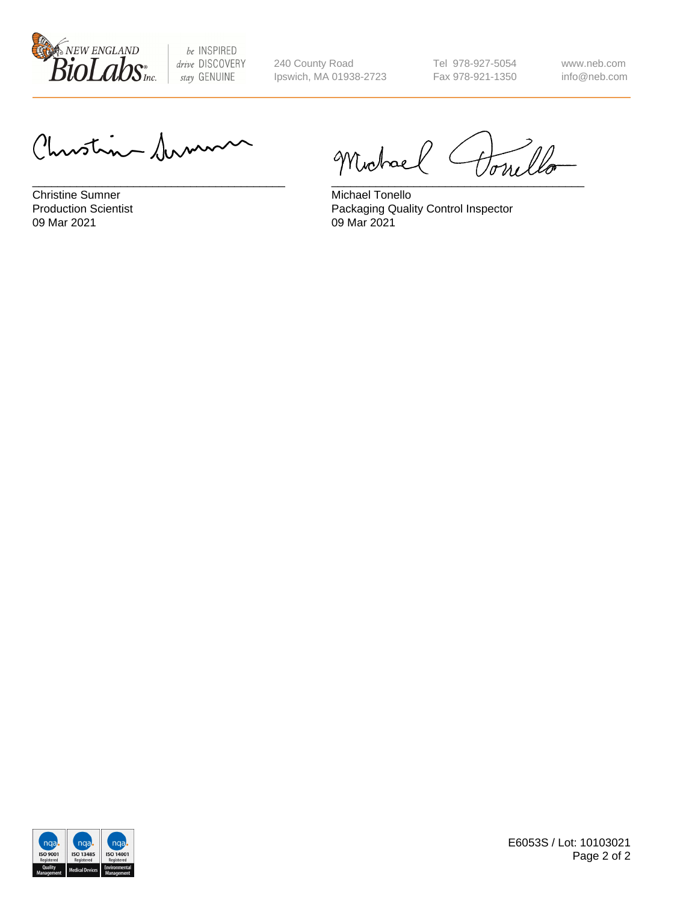New England BioLabs Inc.

be INSPIRED
drive DISCOVERY
stay GENUINE

240 County Road
Ipswich, MA 01938-2723

Tel 978-927-5054
Fax 978-921-1350

www.neb.com
info@neb.com

Christine Sumner
Production Scientist
09 Mar 2021

Michael Tonello
Packaging Quality Control Inspector
09 Mar 2021

ISO 9001 Registered Quality Management | ISO 13485 Registered Medical Devices | ISO 14001 Registered Environmental Management

E6053S / Lot: 10103021